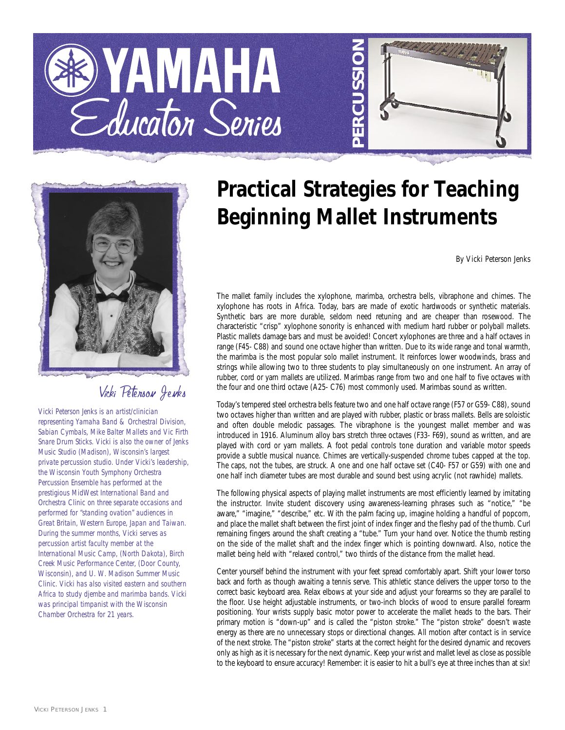# YAMAHA Educator Series

PERCUSSION

# Practical Strategies for Teaching Beginning Mallet Instruments

By Vicki Peterson Jenks

Vicki Peterson Jenks

*Vicki Peterson Jenks is an artist/clinician representing Yamaha Band & Orchestral Division, Sabian Cymbals, Mike Balter Mallets and Vic Firth Snare Drum Sticks. Vicki is also the owner of Jenks Music Studio (Madison), Wisconsin's largest private percussion studio. Under Vicki's leadership, the Wisconsin Youth Symphony Orchestra Percussion Ensemble has performed at the prestigious MidWest International Band and Orchestra Clinic on three separate occasions and performed for "standing ovation" audiences in Great Britain, Western Europe, Japan and Taiwan. During the summer months, Vicki serves as percussion artist faculty member at the International Music Camp, (North Dakota), Birch Creek Music Performance Center, (Door County, Wisconsin), and U. W. Madison Summer Music Clinic. Vicki has also visited eastern and southern Africa to study djembe and marimba bands. Vicki was principal timpanist with the Wisconsin Chamber Orchestra for 21 years.*

The mallet family includes the xylophone, marimba, orchestra bells, vibraphone and chimes. The xylophone has roots in Africa. Today, bars are made of exotic hardwoods or synthetic materials. Synthetic bars are more durable, seldom need retuning and are cheaper than rosewood. The characteristic "crisp" xylophone sonority is enhanced with medium hard rubber or polyball mallets. Plastic mallets damage bars and must be avoided! Concert xylophones are three and a half octaves in range (F45- C88) and sound one octave higher than written. Due to its wide range and tonal warmth, the marimba is the most popular solo mallet instrument. It reinforces lower woodwinds, brass and strings while allowing two to three students to play simultaneously on one instrument. An array of rubber, cord or yarn mallets are utilized. Marimbas range from two and one half to five octaves with the four and one third octave (A25- C76) most commonly used. Marimbas sound as written.

Today's tempered steel orchestra bells feature two and one half octave range (F57 or G59- C88), sound two octaves higher than written and are played with rubber, plastic or brass mallets. Bells are soloistic and often double melodic passages. The vibraphone is the youngest mallet member and was introduced in 1916. Aluminum alloy bars stretch three octaves (F33- F69), sound as written, and are played with cord or yarn mallets. A foot pedal controls tone duration and variable motor speeds provide a subtle musical nuance. Chimes are vertically-suspended chrome tubes capped at the top. The caps, not the tubes, are struck. A one and one half octave set (C40- F57 or G59) with one and one half inch diameter tubes are most durable and sound best using acrylic (not rawhide) mallets.

The following physical aspects of playing mallet instruments are most efficiently learned by imitating the instructor. Invite student discovery using awareness-learning phrases such as "notice," "be aware," "imagine," "describe," etc. With the palm facing up, imagine holding a handful of popcorn, and place the mallet shaft between the first joint of index finger and the fleshy pad of the thumb. Curl remaining fingers around the shaft creating a "tube." Turn your hand over. Notice the thumb resting on the side of the mallet shaft and the index finger which is pointing downward. Also, notice the mallet being held with "relaxed control," two thirds of the distance from the mallet head.

Center yourself behind the instrument with your feet spread comfortably apart. Shift your lower torso back and forth as though awaiting a tennis serve. This athletic stance delivers the upper torso to the correct basic keyboard area. Relax elbows at your side and adjust your forearms so they are parallel to the floor. Use height adjustable instruments, or two-inch blocks of wood to ensure parallel forearm positioning. Your wrists supply basic motor power to accelerate the mallet heads to the bars. Their primary motion is "down-up" and is called the "piston stroke." The "piston stroke" doesn't waste energy as there are no unnecessary stops or directional changes. All motion after contact is in service of the next stroke. The "piston stroke" starts at the correct height for the desired dynamic and recovers only as high as it is necessary for the next dynamic. Keep your wrist and mallet level as close as possible to the keyboard to ensure accuracy! Remember: it is easier to hit a bull's eye at three inches than at six!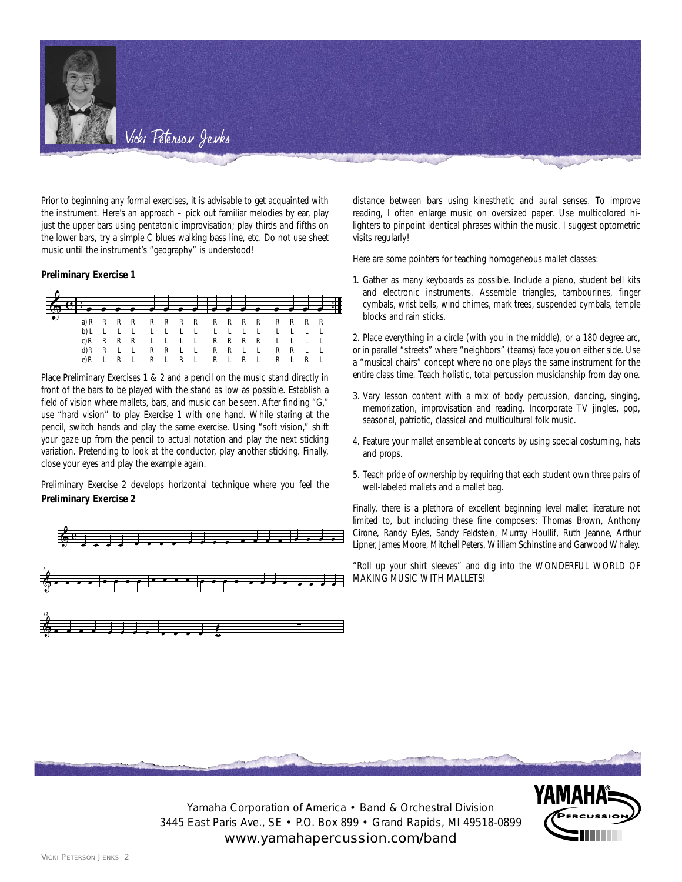Vicki Peterson Jenks

Prior to beginning any formal exercises, it is advisable to get acquainted with the instrument. Here's an approach – pick out familiar melodies by ear, play just the upper bars using pentatonic improvisation; play thirds and fifths on the lower bars, try a simple C blues walking bass line, etc. Do not use sheet music until the instrument's "geography" is understood!

**Preliminary Exercise 1**

a) R R R R R R R R R R R R R R R R
b) L L L L L L L L L L L L L L L L
c) R R R R L L L L R R R R L L L L
d) R R L L R R L L R R L L R R L L
e) R L R L R L R L R L R L R L R L

Place Preliminary Exercises 1 & 2 and a pencil on the music stand directly in front of the bars to be played with the stand as low as possible. Establish a field of vision where mallets, bars, and music can be seen. After finding "G," use "hard vision" to play Exercise 1 with one hand. While staring at the pencil, switch hands and play the same exercise. Using "soft vision," shift your gaze up from the pencil to actual notation and play the next sticking variation. Pretending to look at the conductor, play another sticking. Finally, close your eyes and play the example again.

Preliminary Exercise 2 develops horizontal technique where you feel the distance between bars using kinesthetic and aural senses. To improve reading, I often enlarge music on oversized paper. Use multicolored hi-lighters to pinpoint identical phrases within the music. I suggest optometric visits regularly!

**Preliminary Exercise 2**

Here are some pointers for teaching homogeneous mallet classes:

1. Gather as many keyboards as possible. Include a piano, student bell kits and electronic instruments. Assemble triangles, tambourines, finger cymbals, wrist bells, wind chimes, mark trees, suspended cymbals, temple blocks and rain sticks.

2. Place everything in a circle (with you in the middle), or a 180 degree arc, or in parallel "streets" where "neighbors" (teams) face you on either side. Use a "musical chairs" concept where no one plays the same instrument for the entire class time. Teach holistic, total percussion musicianship from day one.

3. Vary lesson content with a mix of body percussion, dancing, singing, memorization, improvisation and reading. Incorporate TV jingles, pop, seasonal, patriotic, classical and multicultural folk music.

4. Feature your mallet ensemble at concerts by using special costuming, hats and props.

5. Teach pride of ownership by requiring that each student own three pairs of well-labeled mallets and a mallet bag.

Finally, there is a plethora of excellent beginning level mallet literature not limited to, but including these fine composers: Thomas Brown, Anthony Cirone, Randy Eyles, Sandy Feldstein, Murray Houllif, Ruth Jeanne, Arthur Lipner, James Moore, Mitchell Peters, William Schinstine and Garwood Whaley.

"Roll up your shirt sleeves" and dig into the WONDERFUL WORLD OF MAKING MUSIC WITH MALLETS!

Yamaha Corporation of America • Band & Orchestral Division
3445 East Paris Ave., SE • P.O. Box 899 • Grand Rapids, MI 49518-0899
www.yamahapercussion.com/band